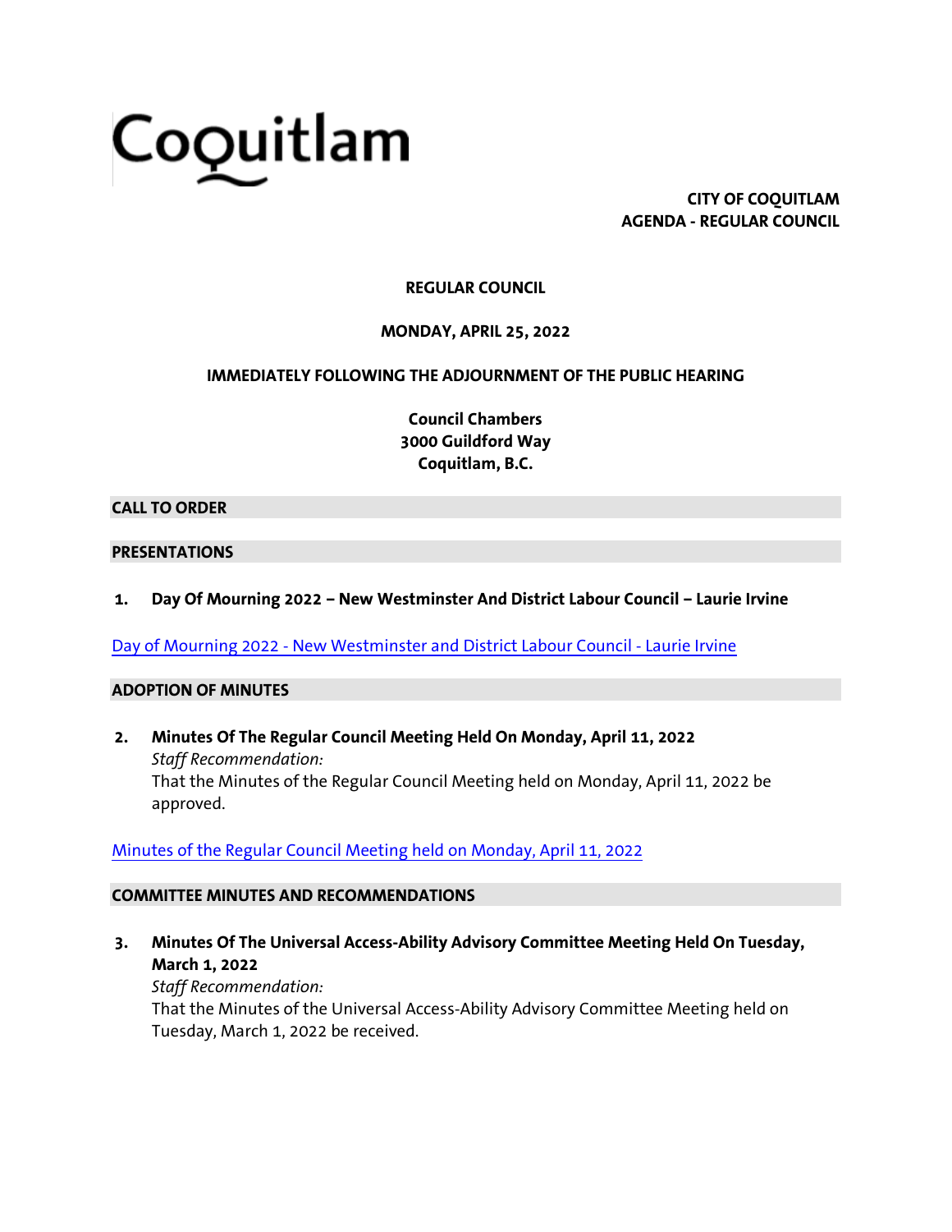# Coquitlam

**CITY OF COQUITLAM**
**AGENDA - REGULAR COUNCIL**

**REGULAR COUNCIL**

**MONDAY, APRIL 25, 2022**

**IMMEDIATELY FOLLOWING THE ADJOURNMENT OF THE PUBLIC HEARING**

**Council Chambers**
**3000 Guildford Way**
**Coquitlam, B.C.**

## CALL TO ORDER

## PRESENTATIONS

**1. Day Of Mourning 2022 – New Westminster And District Labour Council – Laurie Irvine**

Day of Mourning 2022 - New Westminster and District Labour Council - Laurie Irvine

## ADOPTION OF MINUTES

**2. Minutes Of The Regular Council Meeting Held On Monday, April 11, 2022**
*Staff Recommendation:*
That the Minutes of the Regular Council Meeting held on Monday, April 11, 2022 be approved.

Minutes of the Regular Council Meeting held on Monday, April 11, 2022

## COMMITTEE MINUTES AND RECOMMENDATIONS

**3. Minutes Of The Universal Access-Ability Advisory Committee Meeting Held On Tuesday, March 1, 2022**
*Staff Recommendation:*
That the Minutes of the Universal Access-Ability Advisory Committee Meeting held on Tuesday, March 1, 2022 be received.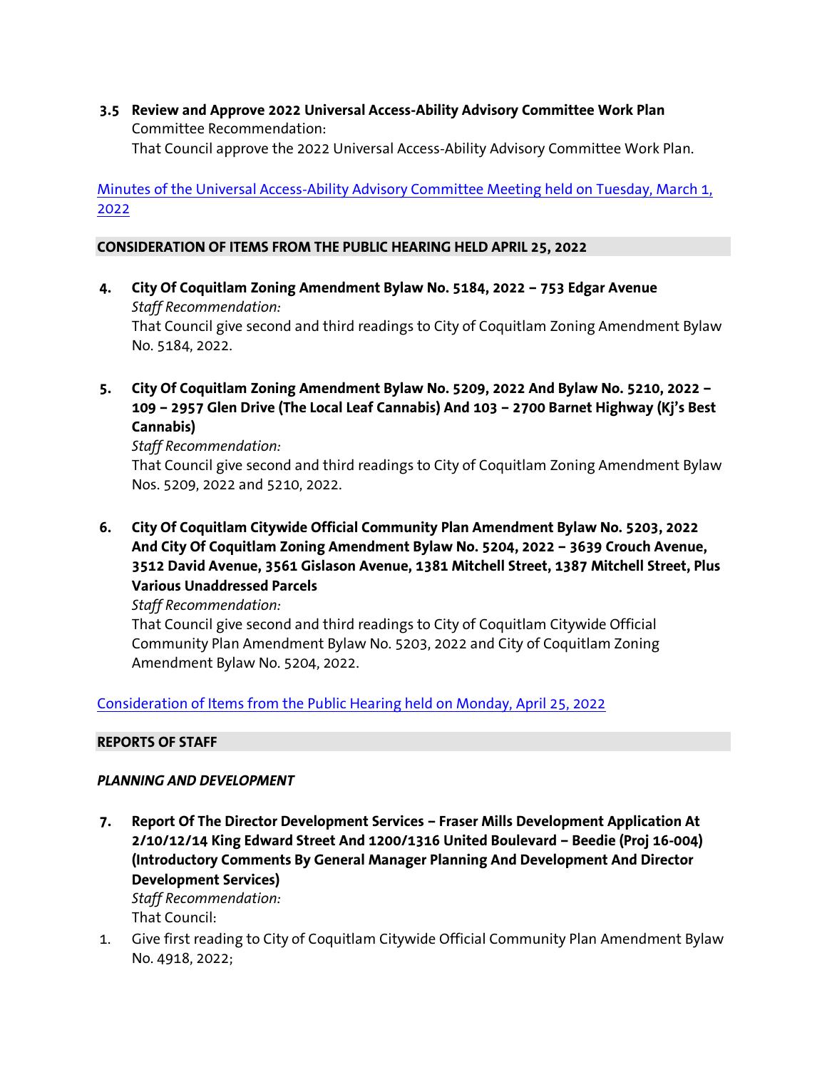**3.5 Review and Approve 2022 Universal Access-Ability Advisory Committee Work Plan**
Committee Recommendation:
That Council approve the 2022 Universal Access-Ability Advisory Committee Work Plan.

Minutes of the Universal Access-Ability Advisory Committee Meeting held on Tuesday, March 1, 2022

## CONSIDERATION OF ITEMS FROM THE PUBLIC HEARING HELD APRIL 25, 2022

**4. City Of Coquitlam Zoning Amendment Bylaw No. 5184, 2022 – 753 Edgar Avenue**
*Staff Recommendation:*
That Council give second and third readings to City of Coquitlam Zoning Amendment Bylaw No. 5184, 2022.

**5. City Of Coquitlam Zoning Amendment Bylaw No. 5209, 2022 And Bylaw No. 5210, 2022 – 109 – 2957 Glen Drive (The Local Leaf Cannabis) And 103 – 2700 Barnet Highway (Kj's Best Cannabis)**
*Staff Recommendation:*
That Council give second and third readings to City of Coquitlam Zoning Amendment Bylaw Nos. 5209, 2022 and 5210, 2022.

**6. City Of Coquitlam Citywide Official Community Plan Amendment Bylaw No. 5203, 2022 And City Of Coquitlam Zoning Amendment Bylaw No. 5204, 2022 – 3639 Crouch Avenue, 3512 David Avenue, 3561 Gislason Avenue, 1381 Mitchell Street, 1387 Mitchell Street, Plus Various Unaddressed Parcels**
*Staff Recommendation:*
That Council give second and third readings to City of Coquitlam Citywide Official Community Plan Amendment Bylaw No. 5203, 2022 and City of Coquitlam Zoning Amendment Bylaw No. 5204, 2022.

Consideration of Items from the Public Hearing held on Monday, April 25, 2022

## REPORTS OF STAFF

### *PLANNING AND DEVELOPMENT*

**7. Report Of The Director Development Services – Fraser Mills Development Application At 2/10/12/14 King Edward Street And 1200/1316 United Boulevard – Beedie (Proj 16-004) (Introductory Comments By General Manager Planning And Development And Director Development Services)**
*Staff Recommendation:*
That Council:

1. Give first reading to City of Coquitlam Citywide Official Community Plan Amendment Bylaw No. 4918, 2022;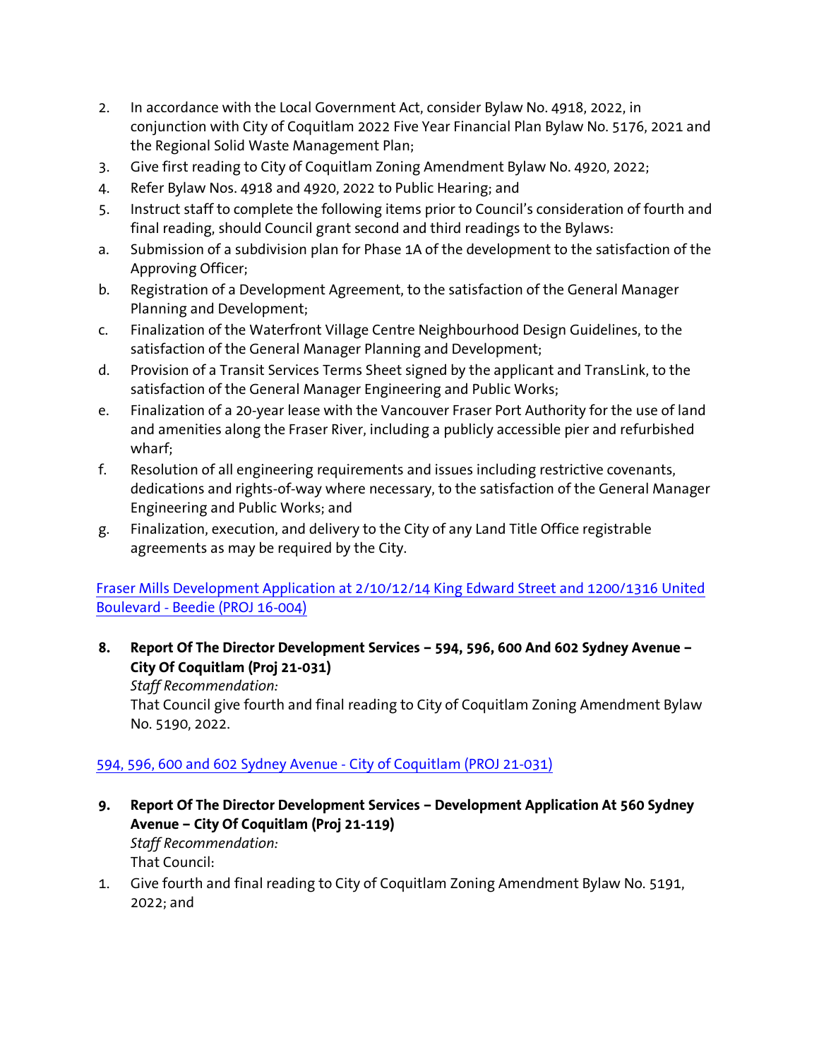2. In accordance with the Local Government Act, consider Bylaw No. 4918, 2022, in conjunction with City of Coquitlam 2022 Five Year Financial Plan Bylaw No. 5176, 2021 and the Regional Solid Waste Management Plan;
3. Give first reading to City of Coquitlam Zoning Amendment Bylaw No. 4920, 2022;
4. Refer Bylaw Nos. 4918 and 4920, 2022 to Public Hearing; and
5. Instruct staff to complete the following items prior to Council's consideration of fourth and final reading, should Council grant second and third readings to the Bylaws:

a. Submission of a subdivision plan for Phase 1A of the development to the satisfaction of the Approving Officer;

b. Registration of a Development Agreement, to the satisfaction of the General Manager Planning and Development;

c. Finalization of the Waterfront Village Centre Neighbourhood Design Guidelines, to the satisfaction of the General Manager Planning and Development;

d. Provision of a Transit Services Terms Sheet signed by the applicant and TransLink, to the satisfaction of the General Manager Engineering and Public Works;

e. Finalization of a 20-year lease with the Vancouver Fraser Port Authority for the use of land and amenities along the Fraser River, including a publicly accessible pier and refurbished wharf;

f. Resolution of all engineering requirements and issues including restrictive covenants, dedications and rights-of-way where necessary, to the satisfaction of the General Manager Engineering and Public Works; and

g. Finalization, execution, and delivery to the City of any Land Title Office registrable agreements as may be required by the City.

Fraser Mills Development Application at 2/10/12/14 King Edward Street and 1200/1316 United Boulevard - Beedie (PROJ 16-004)

**8. Report Of The Director Development Services – 594, 596, 600 And 602 Sydney Avenue – City Of Coquitlam (Proj 21-031)**

*Staff Recommendation:*

That Council give fourth and final reading to City of Coquitlam Zoning Amendment Bylaw No. 5190, 2022.

594, 596, 600 and 602 Sydney Avenue - City of Coquitlam (PROJ 21-031)

**9. Report Of The Director Development Services – Development Application At 560 Sydney Avenue – City Of Coquitlam (Proj 21-119)**

*Staff Recommendation:*

That Council:

1. Give fourth and final reading to City of Coquitlam Zoning Amendment Bylaw No. 5191, 2022; and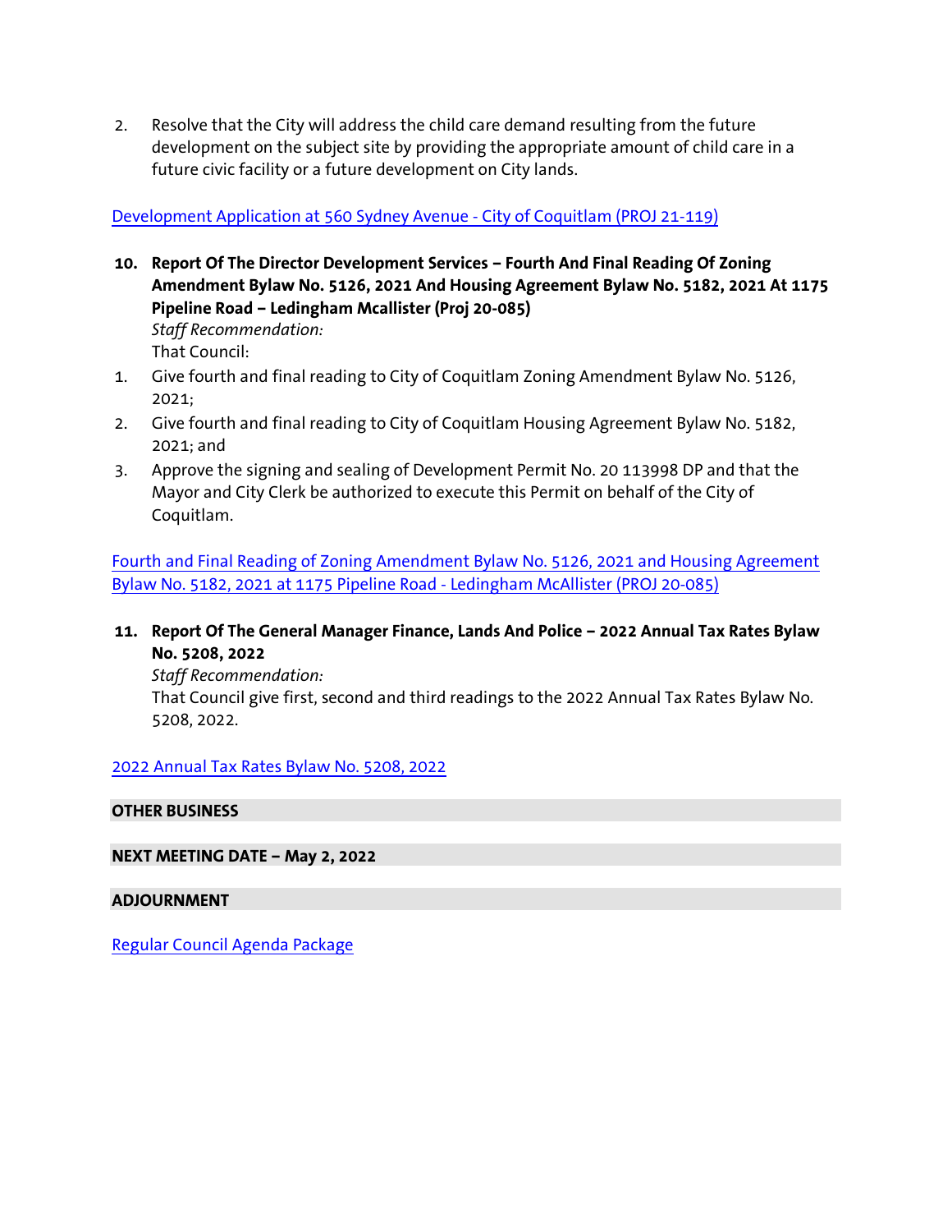2. Resolve that the City will address the child care demand resulting from the future development on the subject site by providing the appropriate amount of child care in a future civic facility or a future development on City lands.

[Development Application at 560 Sydney Avenue - City of Coquitlam (PROJ 21-119)]

**10. Report Of The Director Development Services – Fourth And Final Reading Of Zoning Amendment Bylaw No. 5126, 2021 And Housing Agreement Bylaw No. 5182, 2021 At 1175 Pipeline Road – Ledingham Mcallister (Proj 20-085)**

*Staff Recommendation:*

That Council:

1. Give fourth and final reading to City of Coquitlam Zoning Amendment Bylaw No. 5126, 2021;
2. Give fourth and final reading to City of Coquitlam Housing Agreement Bylaw No. 5182, 2021; and
3. Approve the signing and sealing of Development Permit No. 20 113998 DP and that the Mayor and City Clerk be authorized to execute this Permit on behalf of the City of Coquitlam.

[Fourth and Final Reading of Zoning Amendment Bylaw No. 5126, 2021 and Housing Agreement Bylaw No. 5182, 2021 at 1175 Pipeline Road - Ledingham McAllister (PROJ 20-085)]

**11. Report Of The General Manager Finance, Lands And Police – 2022 Annual Tax Rates Bylaw No. 5208, 2022**

*Staff Recommendation:*

That Council give first, second and third readings to the 2022 Annual Tax Rates Bylaw No. 5208, 2022.

[2022 Annual Tax Rates Bylaw No. 5208, 2022]

**OTHER BUSINESS**

**NEXT MEETING DATE – May 2, 2022**

**ADJOURNMENT**

[Regular Council Agenda Package]